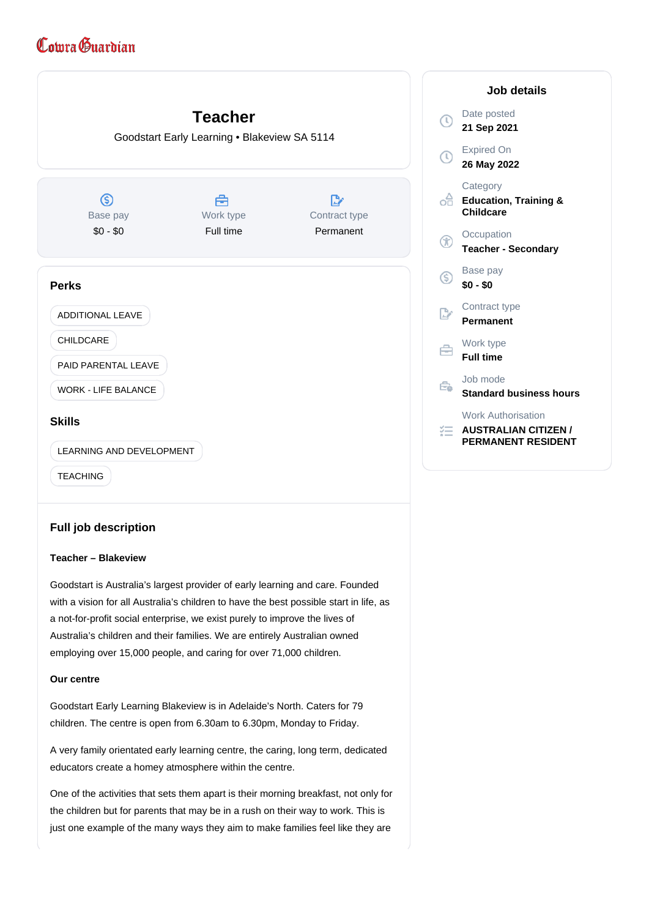Cowra Guardian

# Teacher

Goodstart Early Learning • Blakeview SA 5114

| Base pay | Work type | Contract type |
| --- | --- | --- |
| $0 - $0 | Full time | Permanent |

## Perks

- ADDITIONAL LEAVE
- CHILDCARE
- PAID PARENTAL LEAVE
- WORK - LIFE BALANCE

## Skills

- LEARNING AND DEVELOPMENT
- TEACHING

## Job details

**Date posted**
21 Sep 2021

**Expired On**
26 May 2022

**Category**
Education, Training & Childcare

**Occupation**
Teacher - Secondary

**Base pay**
$0 - $0

**Contract type**
Permanent

**Work type**
Full time

**Job mode**
Standard business hours

**Work Authorisation**
AUSTRALIAN CITIZEN / PERMANENT RESIDENT

## Full job description

**Teacher – Blakeview**

Goodstart is Australia's largest provider of early learning and care. Founded with a vision for all Australia's children to have the best possible start in life, as a not-for-profit social enterprise, we exist purely to improve the lives of Australia's children and their families. We are entirely Australian owned employing over 15,000 people, and caring for over 71,000 children.

**Our centre**

Goodstart Early Learning Blakeview is in Adelaide's North. Caters for 79 children. The centre is open from 6.30am to 6.30pm, Monday to Friday.

A very family orientated early learning centre, the caring, long term, dedicated educators create a homey atmosphere within the centre.

One of the activities that sets them apart is their morning breakfast, not only for the children but for parents that may be in a rush on their way to work. This is just one example of the many ways they aim to make families feel like they are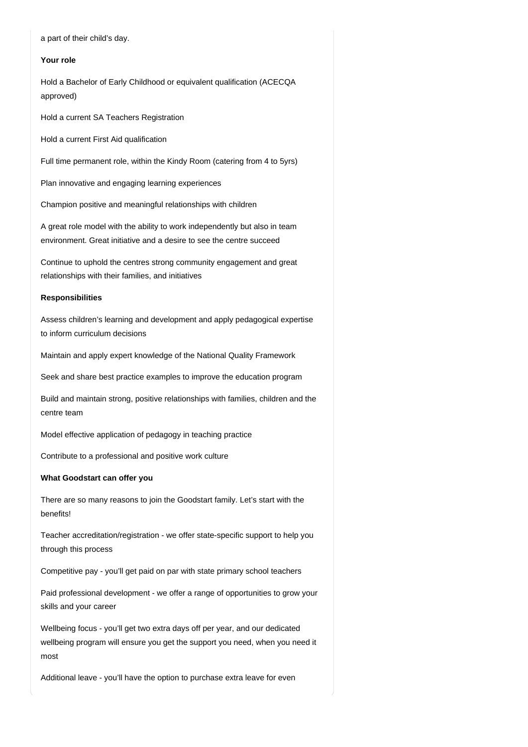a part of their child's day.

**Your role**

Hold a Bachelor of Early Childhood or equivalent qualification (ACECQA approved)

Hold a current SA Teachers Registration

Hold a current First Aid qualification

Full time permanent role, within the Kindy Room (catering from 4 to 5yrs)

Plan innovative and engaging learning experiences

Champion positive and meaningful relationships with children

A great role model with the ability to work independently but also in team environment. Great initiative and a desire to see the centre succeed

Continue to uphold the centres strong community engagement and great relationships with their families, and initiatives

**Responsibilities**

Assess children's learning and development and apply pedagogical expertise to inform curriculum decisions

Maintain and apply expert knowledge of the National Quality Framework

Seek and share best practice examples to improve the education program

Build and maintain strong, positive relationships with families, children and the centre team

Model effective application of pedagogy in teaching practice

Contribute to a professional and positive work culture

**What Goodstart can offer you**

There are so many reasons to join the Goodstart family. Let's start with the benefits!

Teacher accreditation/registration - we offer state-specific support to help you through this process

Competitive pay - you'll get paid on par with state primary school teachers

Paid professional development - we offer a range of opportunities to grow your skills and your career

Wellbeing focus - you'll get two extra days off per year, and our dedicated wellbeing program will ensure you get the support you need, when you need it most

Additional leave - you'll have the option to purchase extra leave for even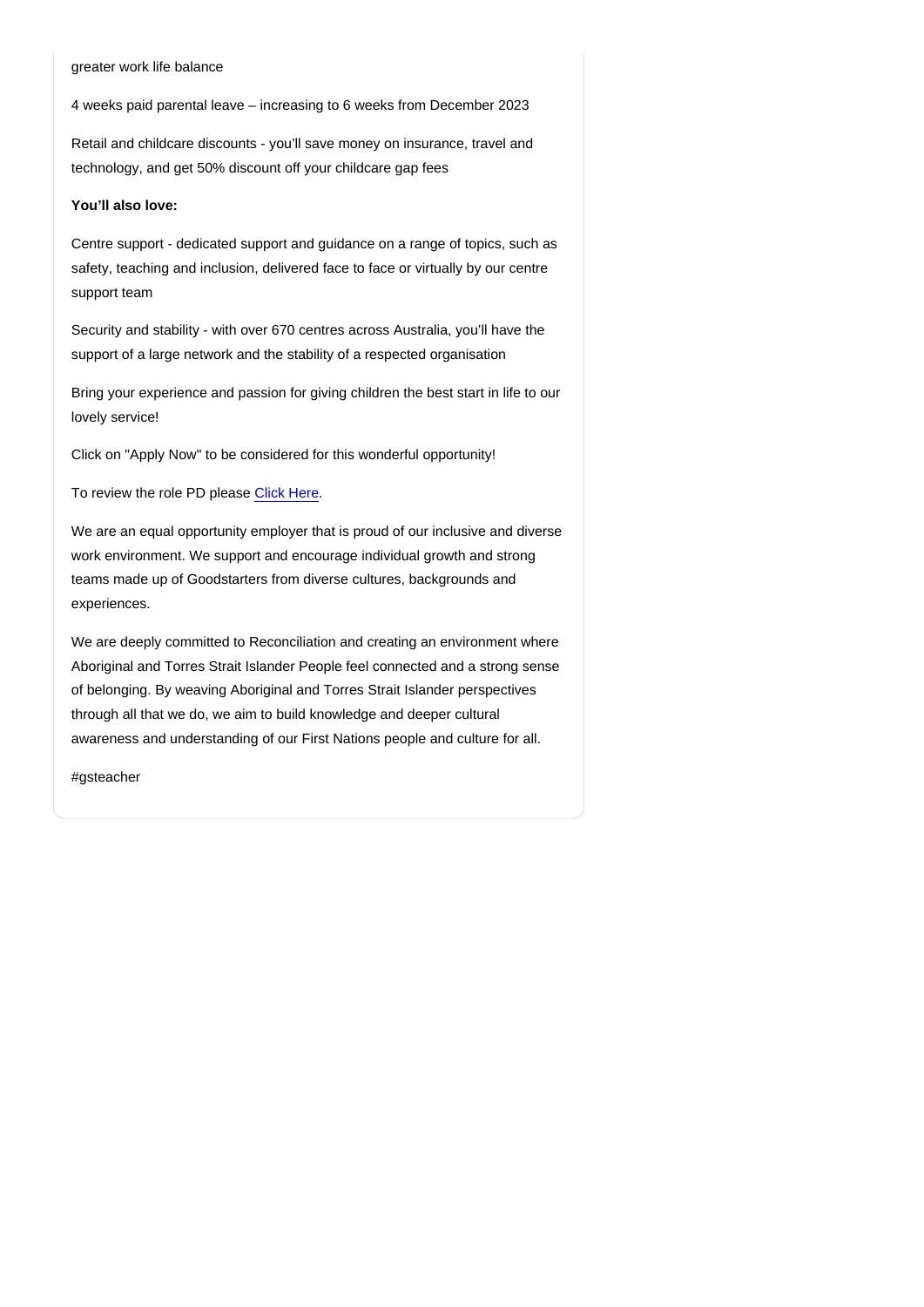greater work life balance

4 weeks paid parental leave – increasing to 6 weeks from December 2023

Retail and childcare discounts - you'll save money on insurance, travel and technology, and get 50% discount off your childcare gap fees

**You'll also love:**

Centre support - dedicated support and guidance on a range of topics, such as safety, teaching and inclusion, delivered face to face or virtually by our centre support team

Security and stability - with over 670 centres across Australia, you'll have the support of a large network and the stability of a respected organisation

Bring your experience and passion for giving children the best start in life to our lovely service!

Click on "Apply Now" to be considered for this wonderful opportunity!

To review the role PD please Click Here.

We are an equal opportunity employer that is proud of our inclusive and diverse work environment. We support and encourage individual growth and strong teams made up of Goodstarters from diverse cultures, backgrounds and experiences.

We are deeply committed to Reconciliation and creating an environment where Aboriginal and Torres Strait Islander People feel connected and a strong sense of belonging. By weaving Aboriginal and Torres Strait Islander perspectives through all that we do, we aim to build knowledge and deeper cultural awareness and understanding of our First Nations people and culture for all.

#gsteacher